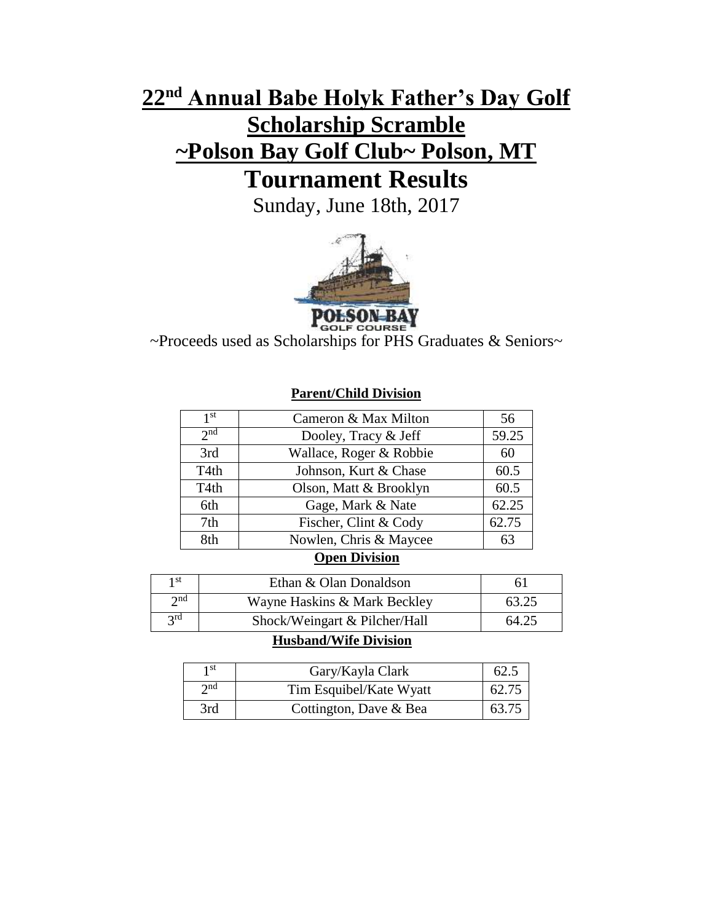# 22nd Annual Babe Holyk Father's Day Golf Scholarship Scramble

# ~Polson Bay Golf Club~ Polson, MT

# Tournament Results

Sunday, June 18th, 2017

~Proceeds used as Scholarships for PHS Graduates & Seniors~

**Parent/Child Division**

| | | |
|---|---|---|
| 1st | Cameron & Max Milton | 56 |
| 2nd | Dooley, Tracy & Jeff | 59.25 |
| 3rd | Wallace, Roger & Robbie | 60 |
| T4th | Johnson, Kurt & Chase | 60.5 |
| T4th | Olson, Matt & Brooklyn | 60.5 |
| 6th | Gage, Mark & Nate | 62.25 |
| 7th | Fischer, Clint & Cody | 62.75 |
| 8th | Nowlen, Chris & Maycee | 63 |

**Open Division**

| | | |
|---|---|---|
| 1st | Ethan & Olan Donaldson | 61 |
| 2nd | Wayne Haskins & Mark Beckley | 63.25 |
| 3rd | Shock/Weingart & Pilcher/Hall | 64.25 |

**Husband/Wife Division**

| | | |
|---|---|---|
| 1st | Gary/Kayla Clark | 62.5 |
| 2nd | Tim Esquibel/Kate Wyatt | 62.75 |
| 3rd | Cottington, Dave & Bea | 63.75 |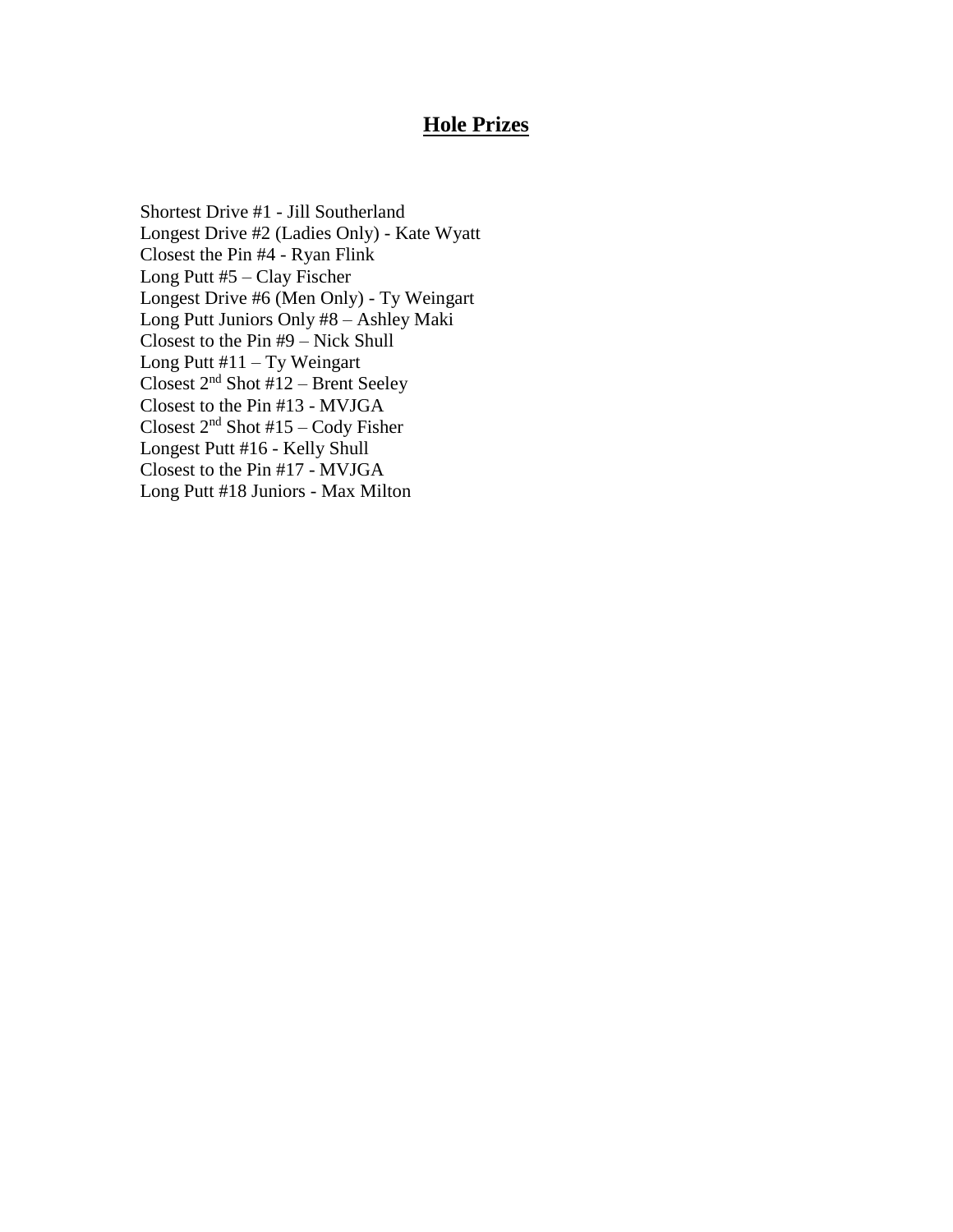## Hole Prizes

Shortest Drive #1 - Jill Southerland
Longest Drive #2 (Ladies Only) - Kate Wyatt
Closest the Pin #4 - Ryan Flink
Long Putt #5 – Clay Fischer
Longest Drive #6 (Men Only) - Ty Weingart
Long Putt Juniors Only #8 – Ashley Maki
Closest to the Pin #9 – Nick Shull
Long Putt #11 – Ty Weingart
Closest 2nd Shot #12 – Brent Seeley
Closest to the Pin #13 - MVJGA
Closest 2nd Shot #15 – Cody Fisher
Longest Putt #16 - Kelly Shull
Closest to the Pin #17 - MVJGA
Long Putt #18 Juniors - Max Milton